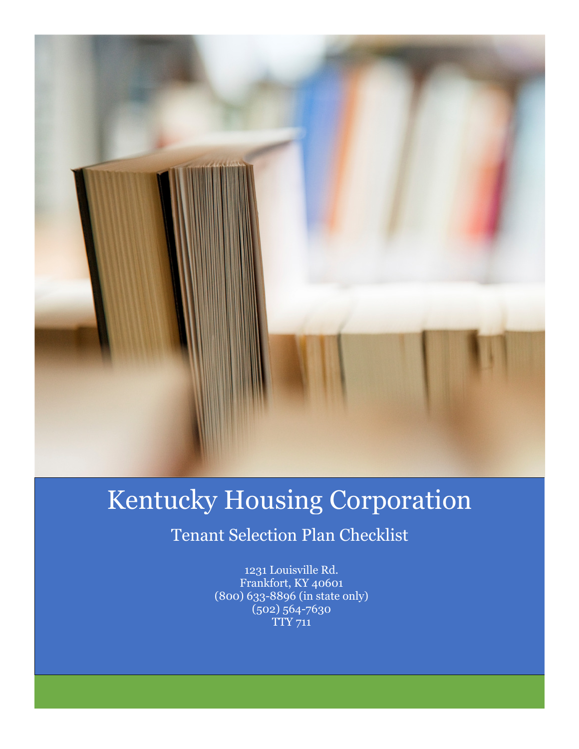# Kentucky Housing Corporation

## Tenant Selection Plan Checklist

1231 Louisville Rd.
Frankfort, KY 40601
(800) 633-8896 (in state only)
(502) 564-7630
TTY 711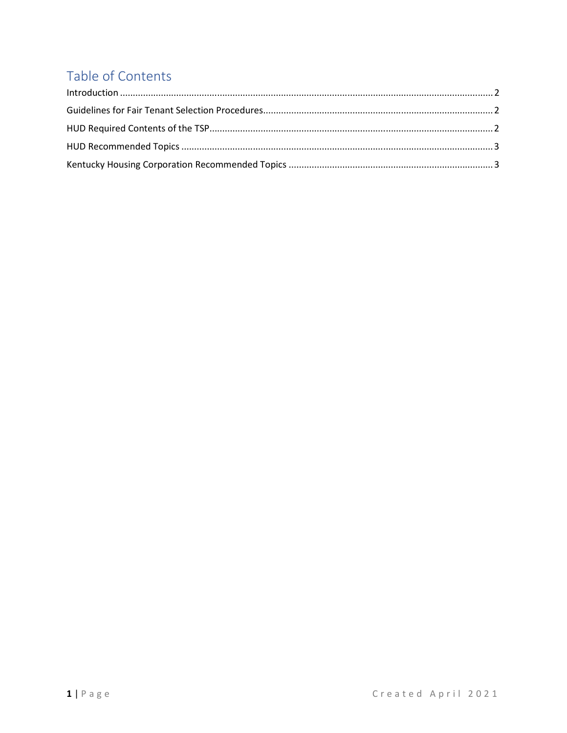# Table of Contents

Introduction ........................................................................................................................................ 2

Guidelines for Fair Tenant Selection Procedures............................................................................ 2

HUD Required Contents of the TSP................................................................................................. 2

HUD Recommended Topics ............................................................................................................ 3

Kentucky Housing Corporation Recommended Topics ................................................................. 3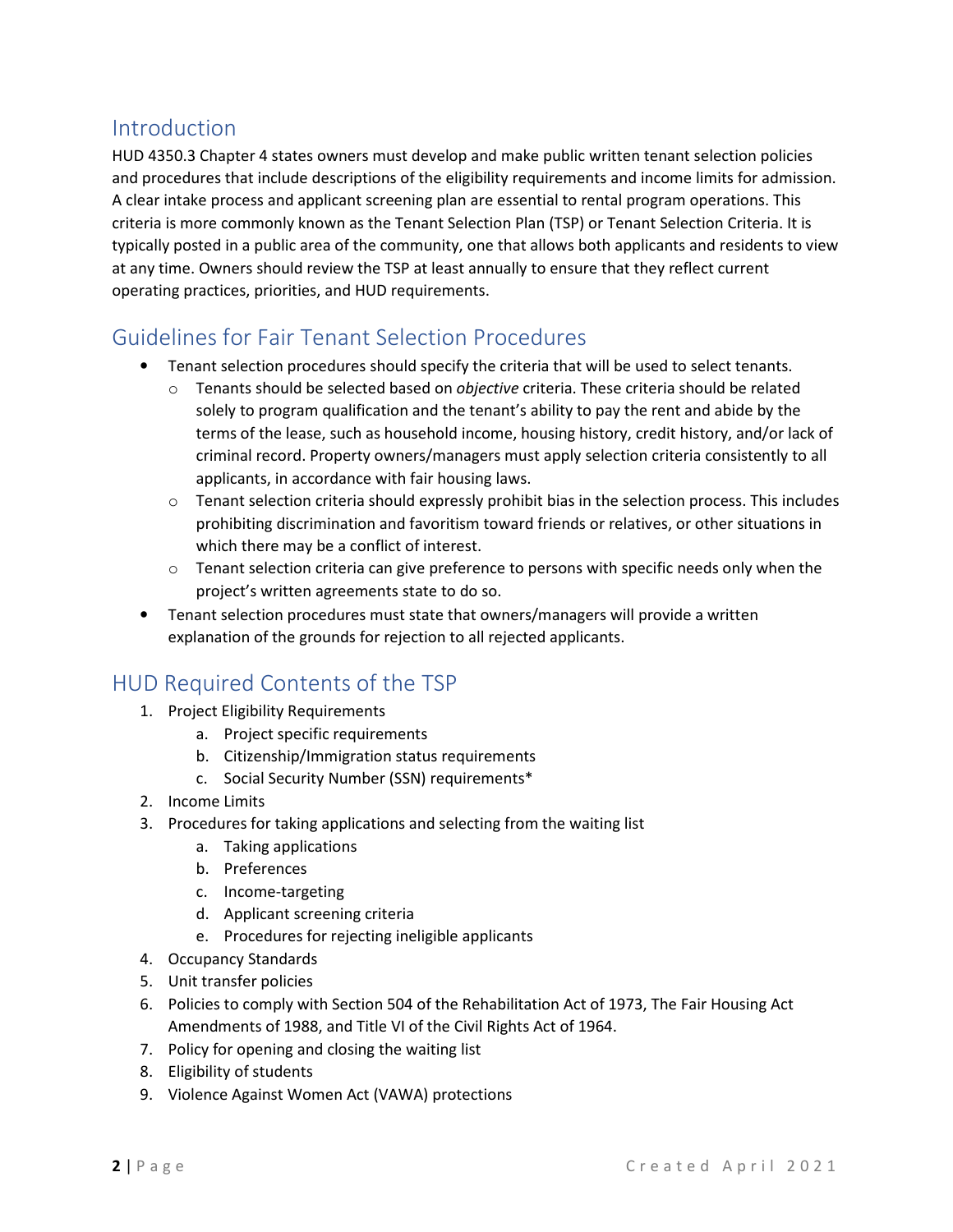## Introduction

HUD 4350.3 Chapter 4 states owners must develop and make public written tenant selection policies and procedures that include descriptions of the eligibility requirements and income limits for admission. A clear intake process and applicant screening plan are essential to rental program operations. This criteria is more commonly known as the Tenant Selection Plan (TSP) or Tenant Selection Criteria. It is typically posted in a public area of the community, one that allows both applicants and residents to view at any time. Owners should review the TSP at least annually to ensure that they reflect current operating practices, priorities, and HUD requirements.

## Guidelines for Fair Tenant Selection Procedures

- Tenant selection procedures should specify the criteria that will be used to select tenants.
  - Tenants should be selected based on *objective* criteria. These criteria should be related solely to program qualification and the tenant's ability to pay the rent and abide by the terms of the lease, such as household income, housing history, credit history, and/or lack of criminal record. Property owners/managers must apply selection criteria consistently to all applicants, in accordance with fair housing laws.
  - Tenant selection criteria should expressly prohibit bias in the selection process. This includes prohibiting discrimination and favoritism toward friends or relatives, or other situations in which there may be a conflict of interest.
  - Tenant selection criteria can give preference to persons with specific needs only when the project's written agreements state to do so.
- Tenant selection procedures must state that owners/managers will provide a written explanation of the grounds for rejection to all rejected applicants.

## HUD Required Contents of the TSP

1. Project Eligibility Requirements
   a. Project specific requirements
   b. Citizenship/Immigration status requirements
   c. Social Security Number (SSN) requirements*
2. Income Limits
3. Procedures for taking applications and selecting from the waiting list
   a. Taking applications
   b. Preferences
   c. Income-targeting
   d. Applicant screening criteria
   e. Procedures for rejecting ineligible applicants
4. Occupancy Standards
5. Unit transfer policies
6. Policies to comply with Section 504 of the Rehabilitation Act of 1973, The Fair Housing Act Amendments of 1988, and Title VI of the Civil Rights Act of 1964.
7. Policy for opening and closing the waiting list
8. Eligibility of students
9. Violence Against Women Act (VAWA) protections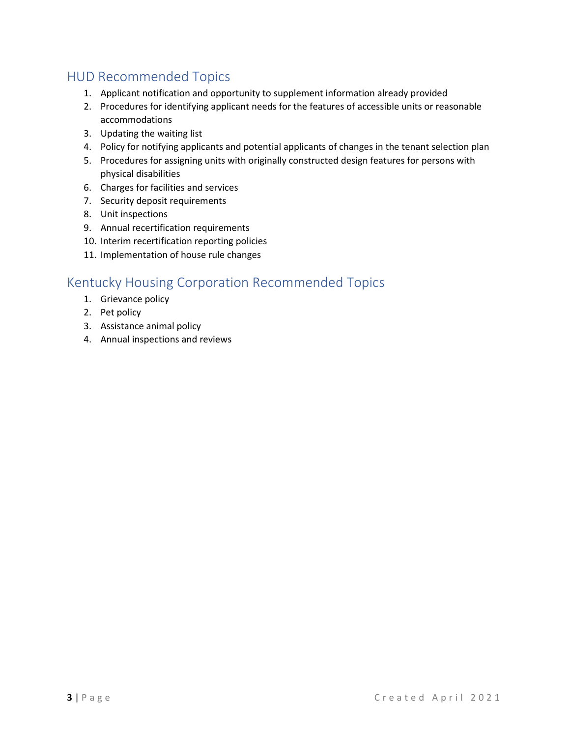## HUD Recommended Topics

1. Applicant notification and opportunity to supplement information already provided
2. Procedures for identifying applicant needs for the features of accessible units or reasonable accommodations
3. Updating the waiting list
4. Policy for notifying applicants and potential applicants of changes in the tenant selection plan
5. Procedures for assigning units with originally constructed design features for persons with physical disabilities
6. Charges for facilities and services
7. Security deposit requirements
8. Unit inspections
9. Annual recertification requirements
10. Interim recertification reporting policies
11. Implementation of house rule changes

## Kentucky Housing Corporation Recommended Topics

1. Grievance policy
2. Pet policy
3. Assistance animal policy
4. Annual inspections and reviews